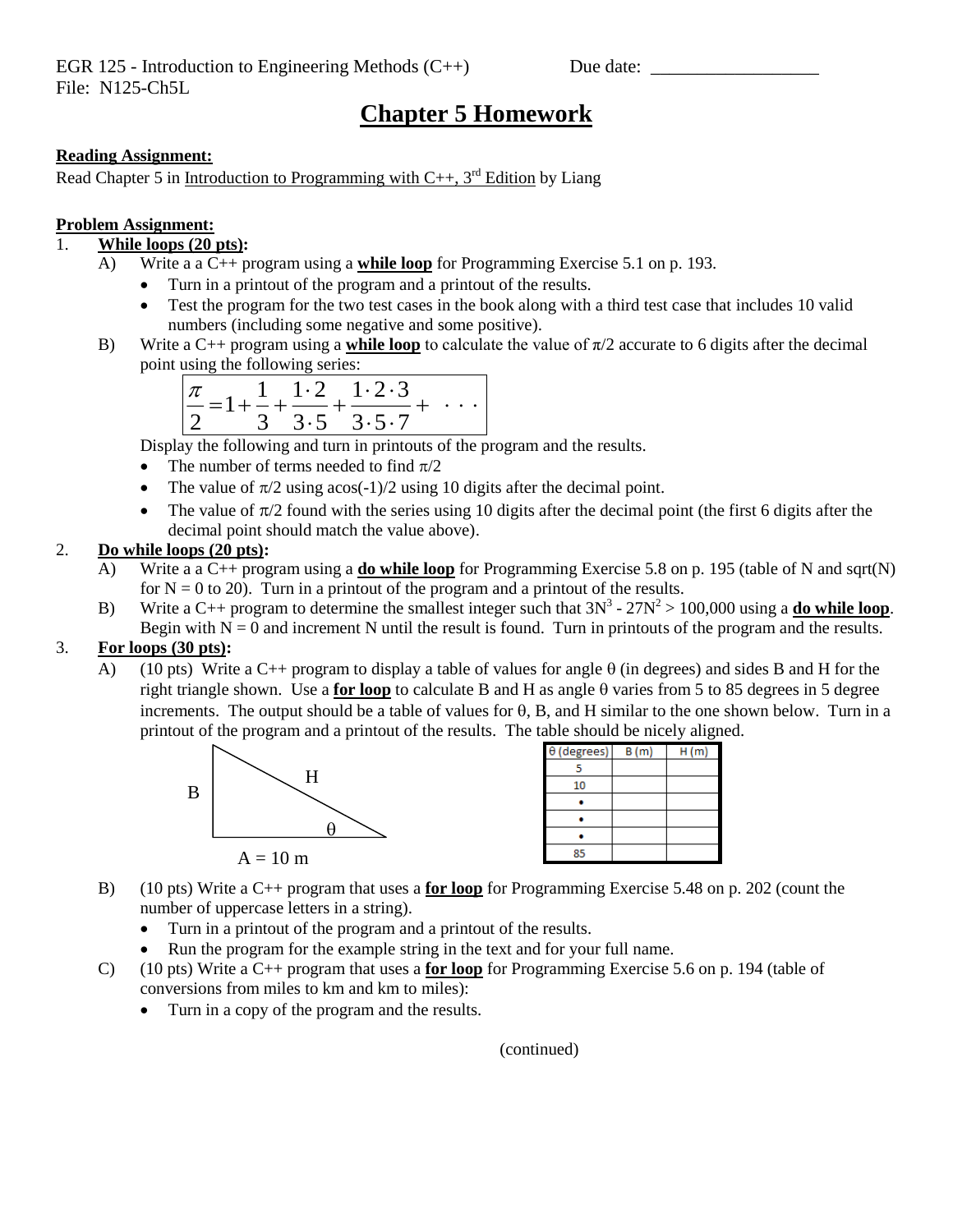EGR 125 - Introduction to Engineering Methods (C++) Due date: __________________
File: N125-Ch5L

# Chapter 5 Homework

**Reading Assignment:**
Read Chapter 5 in Introduction to Programming with C++, 3rd Edition by Liang

**Problem Assignment:**

1. **While loops (20 pts):**
   A) Write a a C++ program using a **while loop** for Programming Exercise 5.1 on p. 193.
   - Turn in a printout of the program and a printout of the results.
   - Test the program for the two test cases in the book along with a third test case that includes 10 valid numbers (including some negative and some positive).

   B) Write a C++ program using a **while loop** to calculate the value of $\pi/2$ accurate to 6 digits after the decimal point using the following series:

   $$\frac{\pi}{2} = 1 + \frac{1}{3} + \frac{1 \cdot 2}{3 \cdot 5} + \frac{1 \cdot 2 \cdot 3}{3 \cdot 5 \cdot 7} + \cdots$$

   Display the following and turn in printouts of the program and the results.
   - The number of terms needed to find $\pi/2$
   - The value of $\pi/2$ using acos(-1)/2 using 10 digits after the decimal point.
   - The value of $\pi/2$ found with the series using 10 digits after the decimal point (the first 6 digits after the decimal point should match the value above).

2. **Do while loops (20 pts):**
   A) Write a a C++ program using a **do while loop** for Programming Exercise 5.8 on p. 195 (table of N and sqrt(N) for N = 0 to 20). Turn in a printout of the program and a printout of the results.

   B) Write a C++ program to determine the smallest integer such that $3N^3 - 27N^2 > 100{,}000$ using a **do while loop**. Begin with N = 0 and increment N until the result is found. Turn in printouts of the program and the results.

3. **For loops (30 pts):**
   A) (10 pts) Write a C++ program to display a table of values for angle θ (in degrees) and sides B and H for the right triangle shown. Use a **for loop** to calculate B and H as angle θ varies from 5 to 85 degrees in 5 degree increments. The output should be a table of values for θ, B, and H similar to the one shown below. Turn in a printout of the program and a printout of the results. The table should be nicely aligned.

   (Right triangle with vertical side B, hypotenuse H, angle θ, and base A = 10 m)

   | θ (degrees) | B (m) | H (m) |
   |---|---|---|
   | 5 | | |
   | 10 | | |
   | • | | |
   | • | | |
   | • | | |
   | 85 | | |

   B) (10 pts) Write a C++ program that uses a **for loop** for Programming Exercise 5.48 on p. 202 (count the number of uppercase letters in a string).
   - Turn in a printout of the program and a printout of the results.
   - Run the program for the example string in the text and for your full name.

   C) (10 pts) Write a C++ program that uses a **for loop** for Programming Exercise 5.6 on p. 194 (table of conversions from miles to km and km to miles):
   - Turn in a copy of the program and the results.

(continued)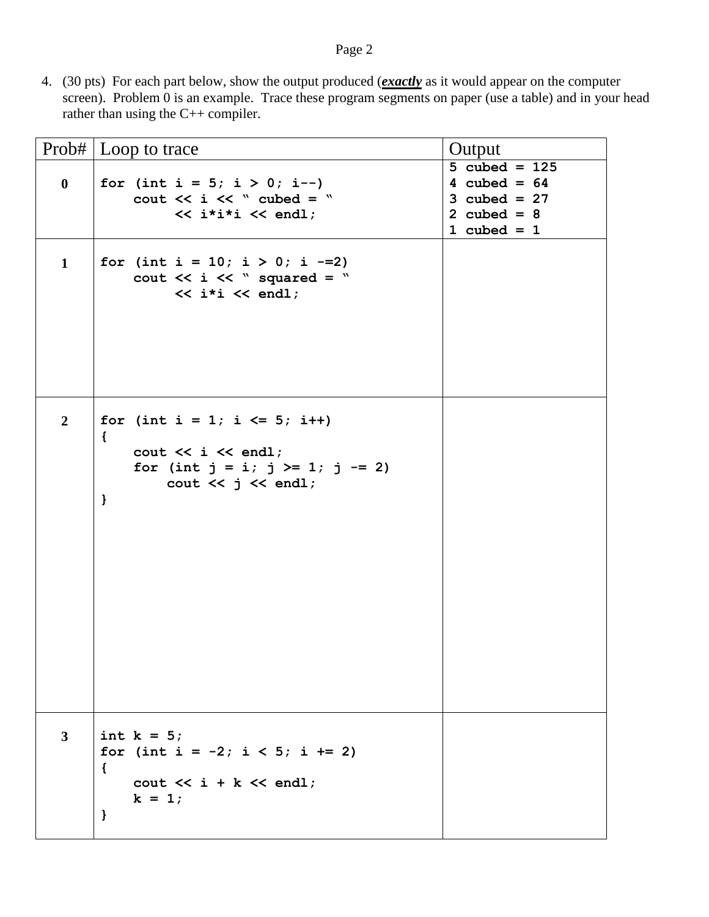4. (30 pts) For each part below, show the output produced (***exactly*** as it would appear on the computer screen). Problem 0 is an example. Trace these program segments on paper (use a table) and in your head rather than using the C++ compiler.

| Prob# | Loop to trace | Output |
|---|---|---|
| 0 | `for (int i = 5; i > 0; i--)`<br>`    cout << i << " cubed = "`<br>`         << i*i*i << endl;` | `5 cubed = 125`<br>`4 cubed = 64`<br>`3 cubed = 27`<br>`2 cubed = 8`<br>`1 cubed = 1` |
| 1 | `for (int i = 10; i > 0; i -=2)`<br>`    cout << i << " squared = "`<br>`         << i*i << endl;` | |
| 2 | `for (int i = 1; i <= 5; i++)`<br>`{`<br>`    cout << i << endl;`<br>`    for (int j = i; j >= 1; j -= 2)`<br>`        cout << j << endl;`<br>`}` | |
| 3 | `int k = 5;`<br>`for (int i = -2; i < 5; i += 2)`<br>`{`<br>`    cout << i + k << endl;`<br>`    k = 1;`<br>`}` | |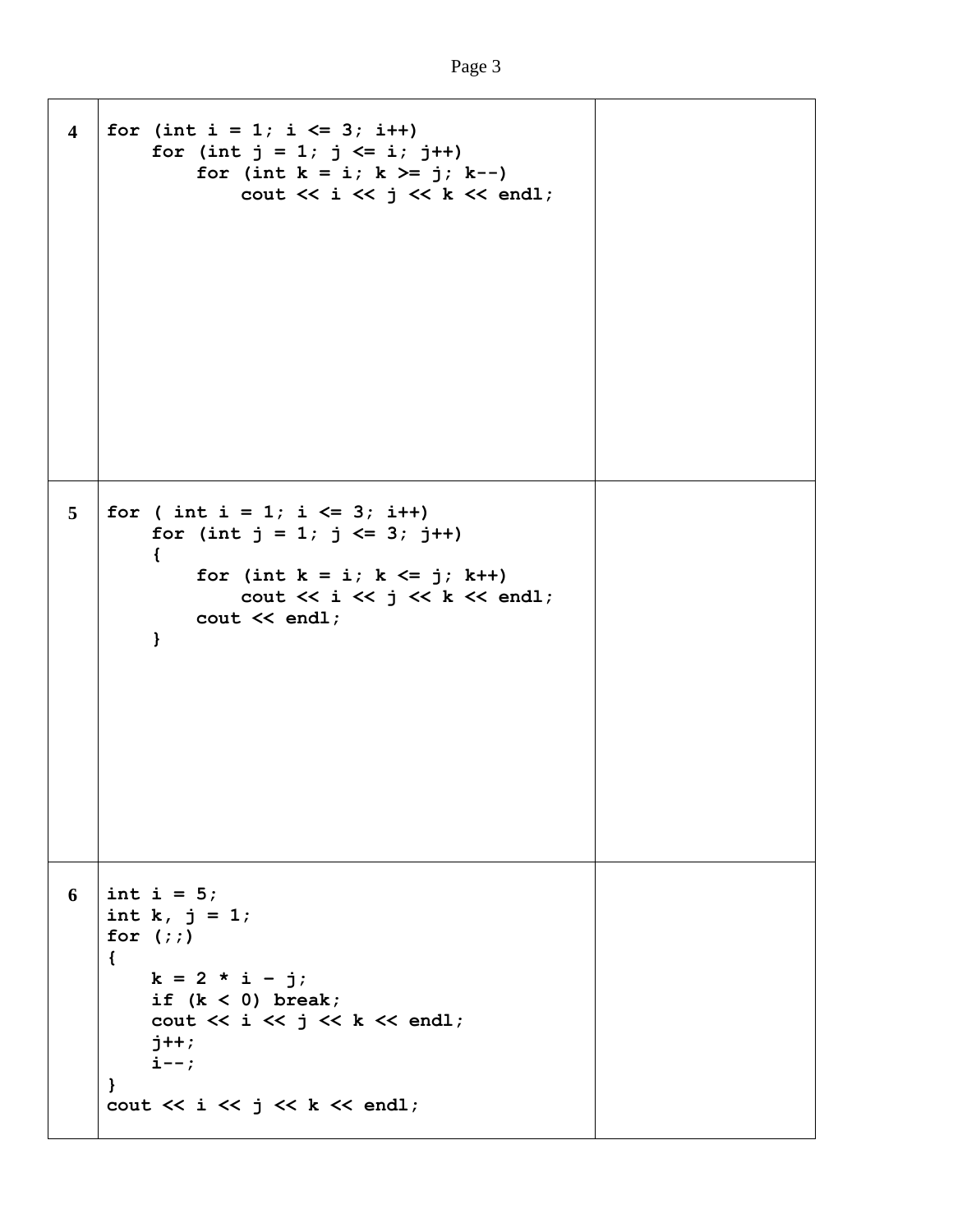| | | |
|---|---|---|
| **4** | <pre>for (int i = 1; i <= 3; i++)<br>    for (int j = 1; j <= i; j++)<br>        for (int k = i; k >= j; k--)<br>            cout << i << j << k << endl;</pre> | |
| **5** | <pre>for ( int i = 1; i <= 3; i++)<br>    for (int j = 1; j <= 3; j++)<br>    {<br>        for (int k = i; k <= j; k++)<br>            cout << i << j << k << endl;<br>        cout << endl;<br>    }</pre> | |
| **6** | <pre>int i = 5;<br>int k, j = 1;<br>for (;;)<br>{<br>    k = 2 * i - j;<br>    if (k < 0) break;<br>    cout << i << j << k << endl;<br>    j++;<br>    i--;<br>}<br>cout << i << j << k << endl;</pre> | |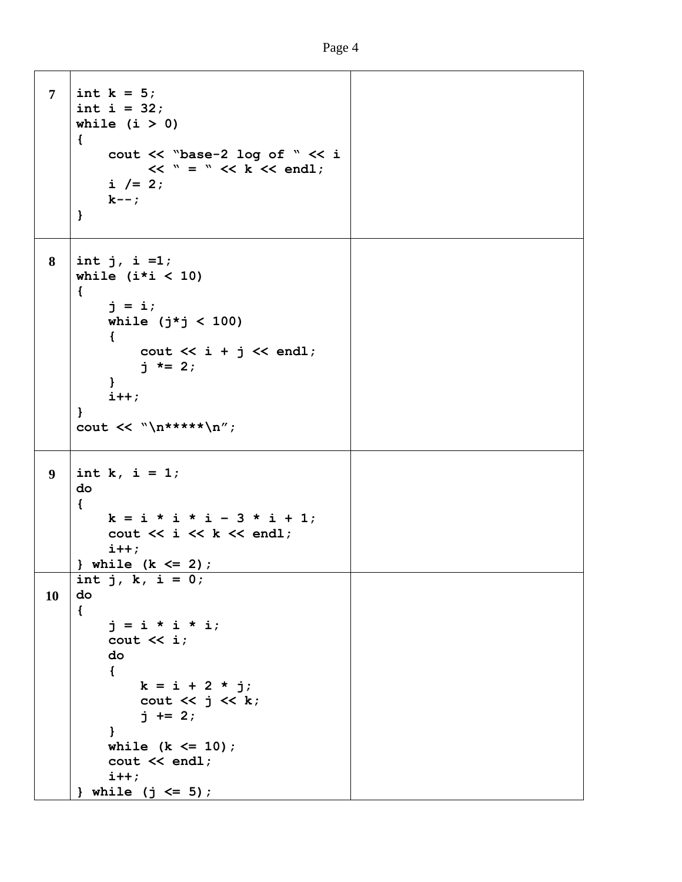| | | |
|---|---|---|
| 7 | <pre>int k = 5;<br>int i = 32;<br>while (i > 0)<br>{<br>    cout << "base-2 log of " << i<br>         << " = " << k << endl;<br>    i /= 2;<br>    k--;<br>}</pre> | |
| 8 | <pre>int j, i =1;<br>while (i*i < 10)<br>{<br>    j = i;<br>    while (j*j < 100)<br>    {<br>        cout << i + j << endl;<br>        j *= 2;<br>    }<br>    i++;<br>}<br>cout << "\n*****\n";</pre> | |
| 9 | <pre>int k, i = 1;<br>do<br>{<br>    k = i * i * i – 3 * i + 1;<br>    cout << i << k << endl;<br>    i++;<br>} while (k <= 2);</pre> | |
| 10 | <pre>int j, k, i = 0;<br>do<br>{<br>    j = i * i * i;<br>    cout << i;<br>    do<br>    {<br>        k = i + 2 * j;<br>        cout << j << k;<br>        j += 2;<br>    }<br>    while (k <= 10);<br>    cout << endl;<br>    i++;<br>} while (j <= 5);</pre> | |